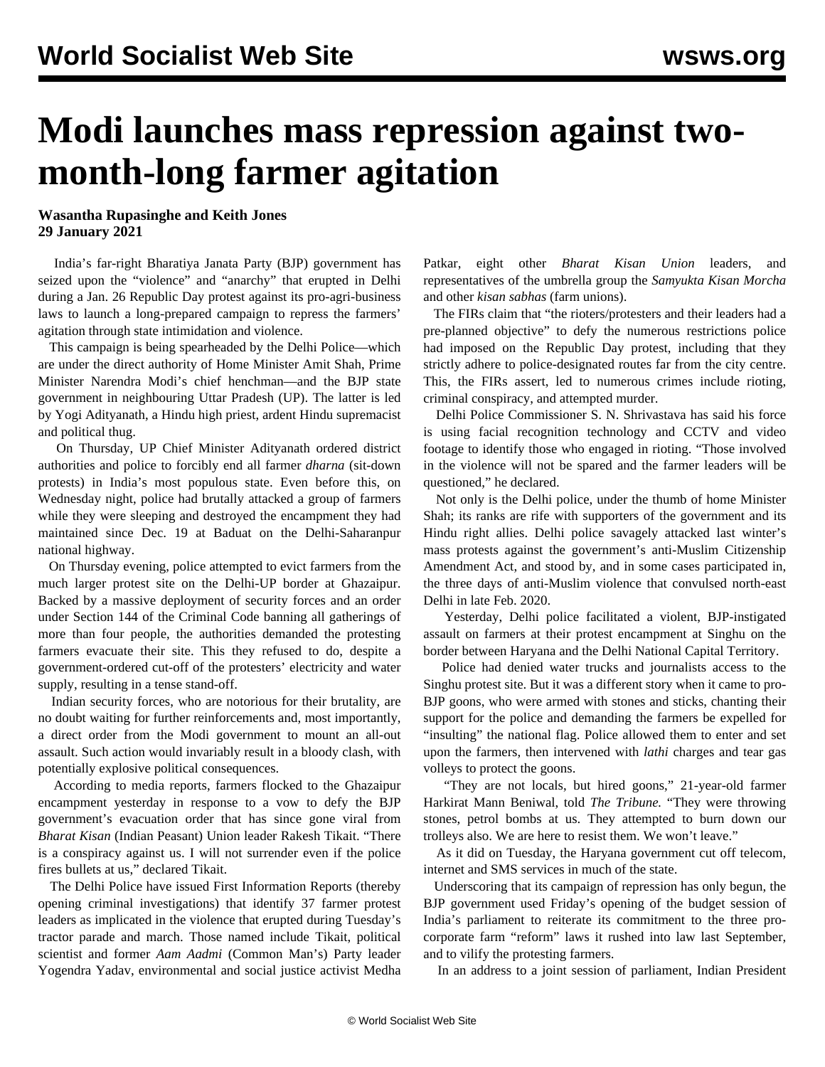# Modi launches mass repression against two-month-long farmer agitation

**Wasantha Rupasinghe and Keith Jones**
**29 January 2021**

India's far-right Bharatiya Janata Party (BJP) government has seized upon the "violence" and "anarchy" that erupted in Delhi during a Jan. 26 Republic Day protest against its pro-agri-business laws to launch a long-prepared campaign to repress the farmers' agitation through state intimidation and violence.

This campaign is being spearheaded by the Delhi Police—which are under the direct authority of Home Minister Amit Shah, Prime Minister Narendra Modi's chief henchman—and the BJP state government in neighbouring Uttar Pradesh (UP). The latter is led by Yogi Adityanath, a Hindu high priest, ardent Hindu supremacist and political thug.

On Thursday, UP Chief Minister Adityanath ordered district authorities and police to forcibly end all farmer *dharna* (sit-down protests) in India's most populous state. Even before this, on Wednesday night, police had brutally attacked a group of farmers while they were sleeping and destroyed the encampment they had maintained since Dec. 19 at Baduat on the Delhi-Saharanpur national highway.

On Thursday evening, police attempted to evict farmers from the much larger protest site on the Delhi-UP border at Ghazaipur. Backed by a massive deployment of security forces and an order under Section 144 of the Criminal Code banning all gatherings of more than four people, the authorities demanded the protesting farmers evacuate their site. This they refused to do, despite a government-ordered cut-off of the protesters' electricity and water supply, resulting in a tense stand-off.

Indian security forces, who are notorious for their brutality, are no doubt waiting for further reinforcements and, most importantly, a direct order from the Modi government to mount an all-out assault. Such action would invariably result in a bloody clash, with potentially explosive political consequences.

According to media reports, farmers flocked to the Ghazaipur encampment yesterday in response to a vow to defy the BJP government's evacuation order that has since gone viral from *Bharat Kisan* (Indian Peasant) Union leader Rakesh Tikait. "There is a conspiracy against us. I will not surrender even if the police fires bullets at us," declared Tikait.

The Delhi Police have issued First Information Reports (thereby opening criminal investigations) that identify 37 farmer protest leaders as implicated in the violence that erupted during Tuesday's tractor parade and march. Those named include Tikait, political scientist and former *Aam Aadmi* (Common Man's) Party leader Yogendra Yadav, environmental and social justice activist Medha Patkar, eight other *Bharat Kisan Union* leaders, and representatives of the umbrella group the *Samyukta Kisan Morcha* and other *kisan sabhas* (farm unions).

The FIRs claim that "the rioters/protesters and their leaders had a pre-planned objective" to defy the numerous restrictions police had imposed on the Republic Day protest, including that they strictly adhere to police-designated routes far from the city centre. This, the FIRs assert, led to numerous crimes include rioting, criminal conspiracy, and attempted murder.

Delhi Police Commissioner S. N. Shrivastava has said his force is using facial recognition technology and CCTV and video footage to identify those who engaged in rioting. "Those involved in the violence will not be spared and the farmer leaders will be questioned," he declared.

Not only is the Delhi police, under the thumb of home Minister Shah; its ranks are rife with supporters of the government and its Hindu right allies. Delhi police savagely attacked last winter's mass protests against the government's anti-Muslim Citizenship Amendment Act, and stood by, and in some cases participated in, the three days of anti-Muslim violence that convulsed north-east Delhi in late Feb. 2020.

Yesterday, Delhi police facilitated a violent, BJP-instigated assault on farmers at their protest encampment at Singhu on the border between Haryana and the Delhi National Capital Territory.

Police had denied water trucks and journalists access to the Singhu protest site. But it was a different story when it came to pro-BJP goons, who were armed with stones and sticks, chanting their support for the police and demanding the farmers be expelled for "insulting" the national flag. Police allowed them to enter and set upon the farmers, then intervened with *lathi* charges and tear gas volleys to protect the goons.

"They are not locals, but hired goons," 21-year-old farmer Harkirat Mann Beniwal, told *The Tribune.* "They were throwing stones, petrol bombs at us. They attempted to burn down our trolleys also. We are here to resist them. We won't leave."

As it did on Tuesday, the Haryana government cut off telecom, internet and SMS services in much of the state.

Underscoring that its campaign of repression has only begun, the BJP government used Friday's opening of the budget session of India's parliament to reiterate its commitment to the three pro-corporate farm "reform" laws it rushed into law last September, and to vilify the protesting farmers.

In an address to a joint session of parliament, Indian President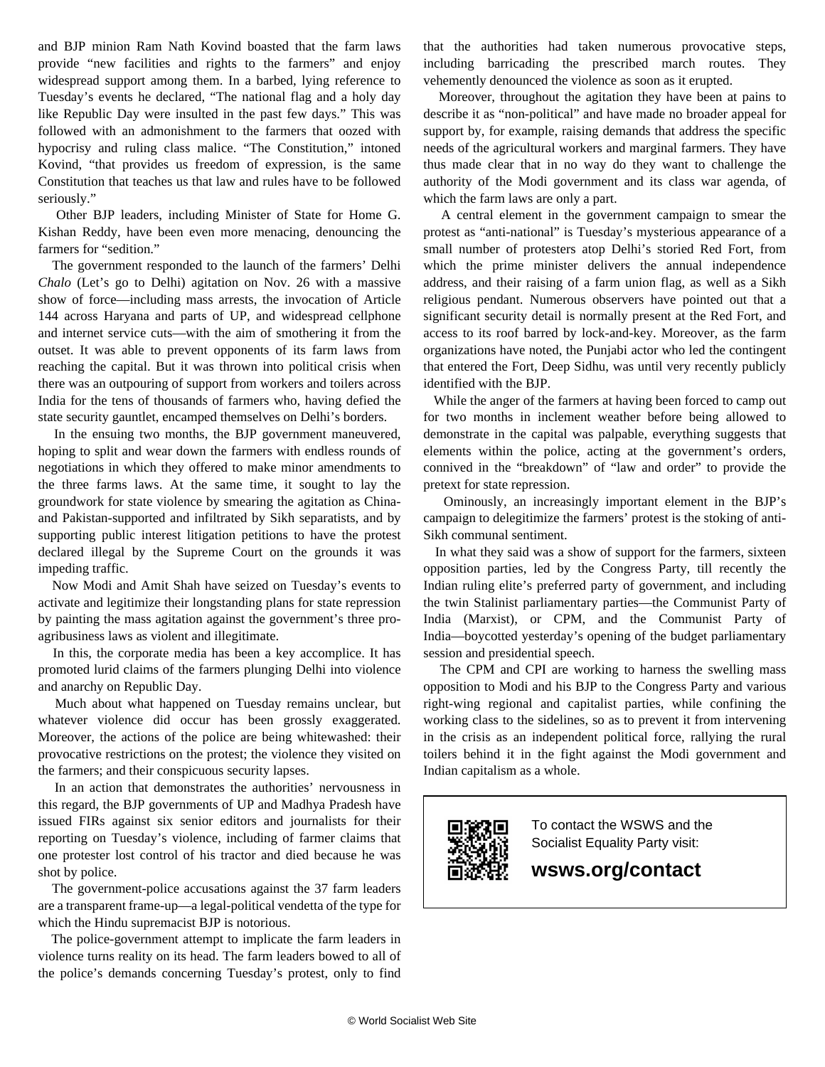and BJP minion Ram Nath Kovind boasted that the farm laws provide "new facilities and rights to the farmers" and enjoy widespread support among them. In a barbed, lying reference to Tuesday's events he declared, "The national flag and a holy day like Republic Day were insulted in the past few days." This was followed with an admonishment to the farmers that oozed with hypocrisy and ruling class malice. "The Constitution," intoned Kovind, "that provides us freedom of expression, is the same Constitution that teaches us that law and rules have to be followed seriously."

Other BJP leaders, including Minister of State for Home G. Kishan Reddy, have been even more menacing, denouncing the farmers for "sedition."

The government responded to the launch of the farmers' Delhi *Chalo* (Let's go to Delhi) agitation on Nov. 26 with a massive show of force—including mass arrests, the invocation of Article 144 across Haryana and parts of UP, and widespread cellphone and internet service cuts—with the aim of smothering it from the outset. It was able to prevent opponents of its farm laws from reaching the capital. But it was thrown into political crisis when there was an outpouring of support from workers and toilers across India for the tens of thousands of farmers who, having defied the state security gauntlet, encamped themselves on Delhi's borders.

In the ensuing two months, the BJP government maneuvered, hoping to split and wear down the farmers with endless rounds of negotiations in which they offered to make minor amendments to the three farms laws. At the same time, it sought to lay the groundwork for state violence by smearing the agitation as China- and Pakistan-supported and infiltrated by Sikh separatists, and by supporting public interest litigation petitions to have the protest declared illegal by the Supreme Court on the grounds it was impeding traffic.

Now Modi and Amit Shah have seized on Tuesday's events to activate and legitimize their longstanding plans for state repression by painting the mass agitation against the government's three pro-agribusiness laws as violent and illegitimate.

In this, the corporate media has been a key accomplice. It has promoted lurid claims of the farmers plunging Delhi into violence and anarchy on Republic Day.

Much about what happened on Tuesday remains unclear, but whatever violence did occur has been grossly exaggerated. Moreover, the actions of the police are being whitewashed: their provocative restrictions on the protest; the violence they visited on the farmers; and their conspicuous security lapses.

In an action that demonstrates the authorities' nervousness in this regard, the BJP governments of UP and Madhya Pradesh have issued FIRs against six senior editors and journalists for their reporting on Tuesday's violence, including of farmer claims that one protester lost control of his tractor and died because he was shot by police.

The government-police accusations against the 37 farm leaders are a transparent frame-up—a legal-political vendetta of the type for which the Hindu supremacist BJP is notorious.

The police-government attempt to implicate the farm leaders in violence turns reality on its head. The farm leaders bowed to all of the police's demands concerning Tuesday's protest, only to find that the authorities had taken numerous provocative steps, including barricading the prescribed march routes. They vehemently denounced the violence as soon as it erupted.

Moreover, throughout the agitation they have been at pains to describe it as "non-political" and have made no broader appeal for support by, for example, raising demands that address the specific needs of the agricultural workers and marginal farmers. They have thus made clear that in no way do they want to challenge the authority of the Modi government and its class war agenda, of which the farm laws are only a part.

A central element in the government campaign to smear the protest as "anti-national" is Tuesday's mysterious appearance of a small number of protesters atop Delhi's storied Red Fort, from which the prime minister delivers the annual independence address, and their raising of a farm union flag, as well as a Sikh religious pendant. Numerous observers have pointed out that a significant security detail is normally present at the Red Fort, and access to its roof barred by lock-and-key. Moreover, as the farm organizations have noted, the Punjabi actor who led the contingent that entered the Fort, Deep Sidhu, was until very recently publicly identified with the BJP.

While the anger of the farmers at having been forced to camp out for two months in inclement weather before being allowed to demonstrate in the capital was palpable, everything suggests that elements within the police, acting at the government's orders, connived in the "breakdown" of "law and order" to provide the pretext for state repression.

Ominously, an increasingly important element in the BJP's campaign to delegitimize the farmers' protest is the stoking of anti-Sikh communal sentiment.

In what they said was a show of support for the farmers, sixteen opposition parties, led by the Congress Party, till recently the Indian ruling elite's preferred party of government, and including the twin Stalinist parliamentary parties—the Communist Party of India (Marxist), or CPM, and the Communist Party of India—boycotted yesterday's opening of the budget parliamentary session and presidential speech.

The CPM and CPI are working to harness the swelling mass opposition to Modi and his BJP to the Congress Party and various right-wing regional and capitalist parties, while confining the working class to the sidelines, so as to prevent it from intervening in the crisis as an independent political force, rallying the rural toilers behind it in the fight against the Modi government and Indian capitalism as a whole.

To contact the WSWS and the Socialist Equality Party visit:

**wsws.org/contact**